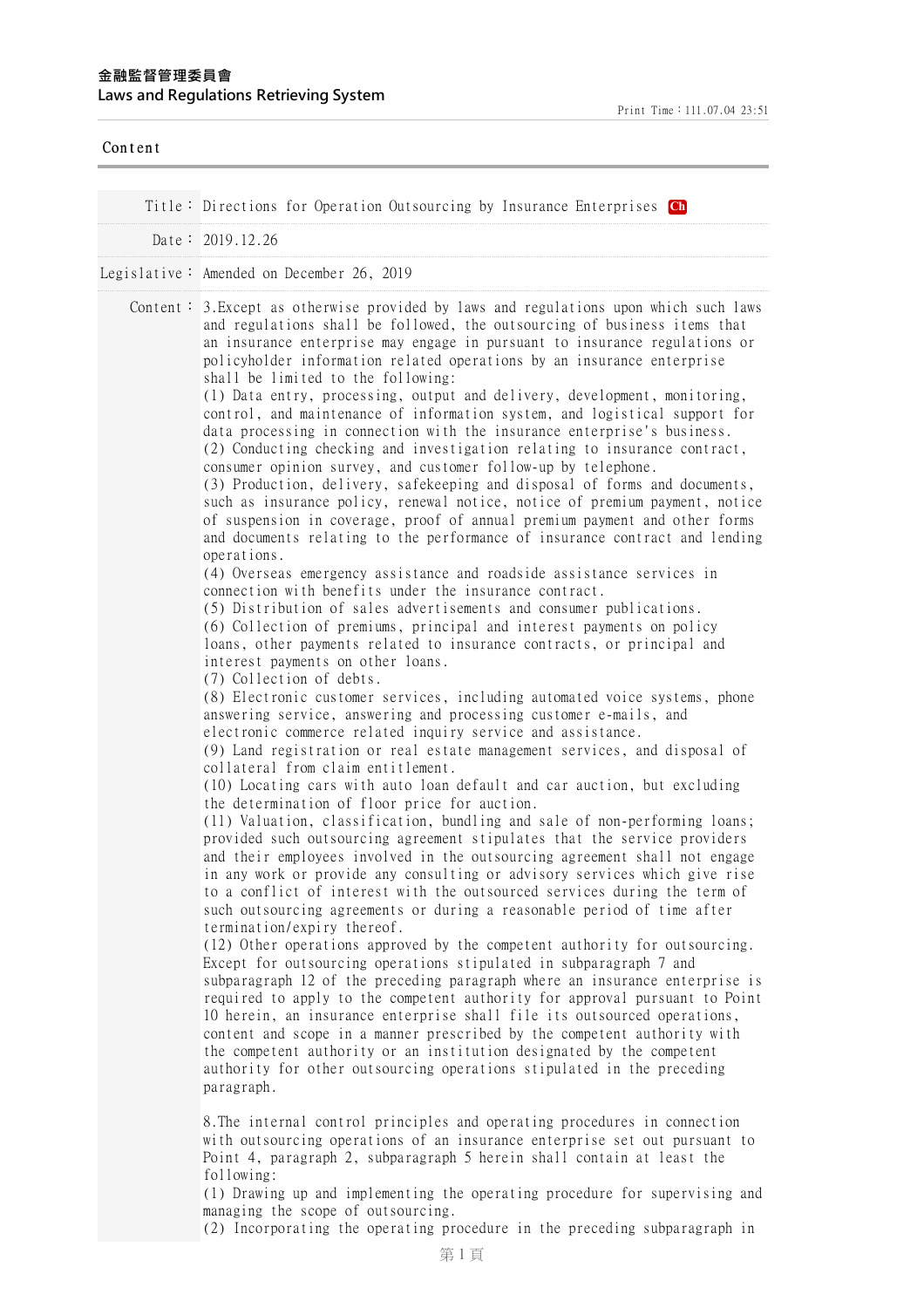Content

| | |
|---|---|
| Title： | Directions for Operation Outsourcing by Insurance Enterprises Ch |
| Date： | 2019.12.26 |
| Legislative： | Amended on December 26, 2019 |

Content：

3.Except as otherwise provided by laws and regulations upon which such laws and regulations shall be followed, the outsourcing of business items that an insurance enterprise may engage in pursuant to insurance regulations or policyholder information related operations by an insurance enterprise shall be limited to the following:

(1) Data entry, processing, output and delivery, development, monitoring, control, and maintenance of information system, and logistical support for data processing in connection with the insurance enterprise's business.

(2) Conducting checking and investigation relating to insurance contract, consumer opinion survey, and customer follow-up by telephone.

(3) Production, delivery, safekeeping and disposal of forms and documents, such as insurance policy, renewal notice, notice of premium payment, notice of suspension in coverage, proof of annual premium payment and other forms and documents relating to the performance of insurance contract and lending operations.

(4) Overseas emergency assistance and roadside assistance services in connection with benefits under the insurance contract.

(5) Distribution of sales advertisements and consumer publications.

(6) Collection of premiums, principal and interest payments on policy loans, other payments related to insurance contracts, or principal and interest payments on other loans.

(7) Collection of debts.

(8) Electronic customer services, including automated voice systems, phone answering service, answering and processing customer e-mails, and electronic commerce related inquiry service and assistance.

(9) Land registration or real estate management services, and disposal of collateral from claim entitlement.

(10) Locating cars with auto loan default and car auction, but excluding the determination of floor price for auction.

(11) Valuation, classification, bundling and sale of non-performing loans; provided such outsourcing agreement stipulates that the service providers and their employees involved in the outsourcing agreement shall not engage in any work or provide any consulting or advisory services which give rise to a conflict of interest with the outsourced services during the term of such outsourcing agreements or during a reasonable period of time after termination/expiry thereof.

(12) Other operations approved by the competent authority for outsourcing.

Except for outsourcing operations stipulated in subparagraph 7 and subparagraph 12 of the preceding paragraph where an insurance enterprise is required to apply to the competent authority for approval pursuant to Point 10 herein, an insurance enterprise shall file its outsourced operations, content and scope in a manner prescribed by the competent authority with the competent authority or an institution designated by the competent authority for other outsourcing operations stipulated in the preceding paragraph.

8.The internal control principles and operating procedures in connection with outsourcing operations of an insurance enterprise set out pursuant to Point 4, paragraph 2, subparagraph 5 herein shall contain at least the following:

(1) Drawing up and implementing the operating procedure for supervising and managing the scope of outsourcing.

(2) Incorporating the operating procedure in the preceding subparagraph in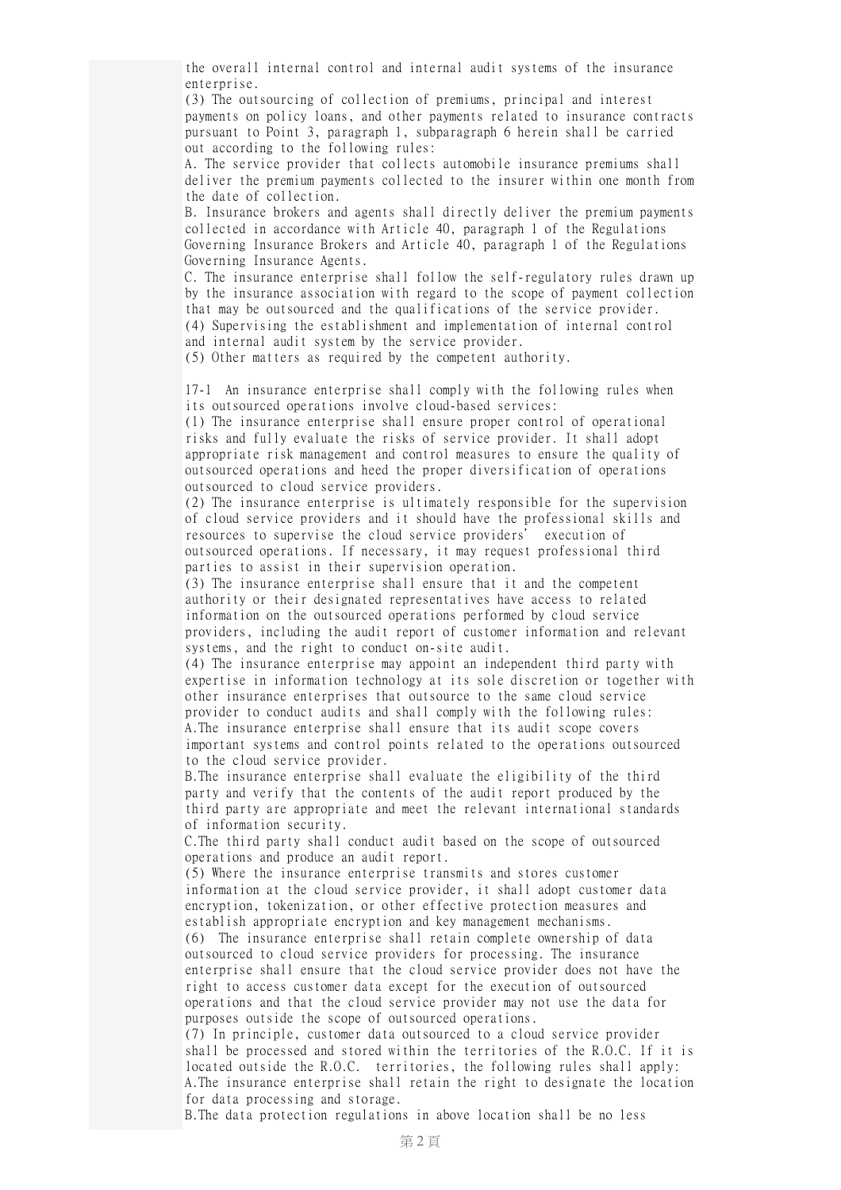the overall internal control and internal audit systems of the insurance enterprise.

(3) The outsourcing of collection of premiums, principal and interest payments on policy loans, and other payments related to insurance contracts pursuant to Point 3, paragraph 1, subparagraph 6 herein shall be carried out according to the following rules:

A. The service provider that collects automobile insurance premiums shall deliver the premium payments collected to the insurer within one month from the date of collection.

B. Insurance brokers and agents shall directly deliver the premium payments collected in accordance with Article 40, paragraph 1 of the Regulations Governing Insurance Brokers and Article 40, paragraph 1 of the Regulations Governing Insurance Agents.

C. The insurance enterprise shall follow the self-regulatory rules drawn up by the insurance association with regard to the scope of payment collection that may be outsourced and the qualifications of the service provider.

(4) Supervising the establishment and implementation of internal control and internal audit system by the service provider.

(5) Other matters as required by the competent authority.

17-1 An insurance enterprise shall comply with the following rules when its outsourced operations involve cloud-based services:

(1) The insurance enterprise shall ensure proper control of operational risks and fully evaluate the risks of service provider. It shall adopt appropriate risk management and control measures to ensure the quality of outsourced operations and heed the proper diversification of operations outsourced to cloud service providers.

(2) The insurance enterprise is ultimately responsible for the supervision of cloud service providers and it should have the professional skills and resources to supervise the cloud service providers' execution of outsourced operations. If necessary, it may request professional third parties to assist in their supervision operation.

(3) The insurance enterprise shall ensure that it and the competent authority or their designated representatives have access to related information on the outsourced operations performed by cloud service providers, including the audit report of customer information and relevant systems, and the right to conduct on-site audit.

(4) The insurance enterprise may appoint an independent third party with expertise in information technology at its sole discretion or together with other insurance enterprises that outsource to the same cloud service provider to conduct audits and shall comply with the following rules:

A.The insurance enterprise shall ensure that its audit scope covers important systems and control points related to the operations outsourced to the cloud service provider.

B.The insurance enterprise shall evaluate the eligibility of the third party and verify that the contents of the audit report produced by the third party are appropriate and meet the relevant international standards of information security.

C.The third party shall conduct audit based on the scope of outsourced operations and produce an audit report.

(5) Where the insurance enterprise transmits and stores customer information at the cloud service provider, it shall adopt customer data encryption, tokenization, or other effective protection measures and establish appropriate encryption and key management mechanisms.

(6) The insurance enterprise shall retain complete ownership of data outsourced to cloud service providers for processing. The insurance enterprise shall ensure that the cloud service provider does not have the right to access customer data except for the execution of outsourced operations and that the cloud service provider may not use the data for purposes outside the scope of outsourced operations.

(7) In principle, customer data outsourced to a cloud service provider shall be processed and stored within the territories of the R.O.C. If it is located outside the R.O.C. territories, the following rules shall apply:

A.The insurance enterprise shall retain the right to designate the location for data processing and storage.

B.The data protection regulations in above location shall be no less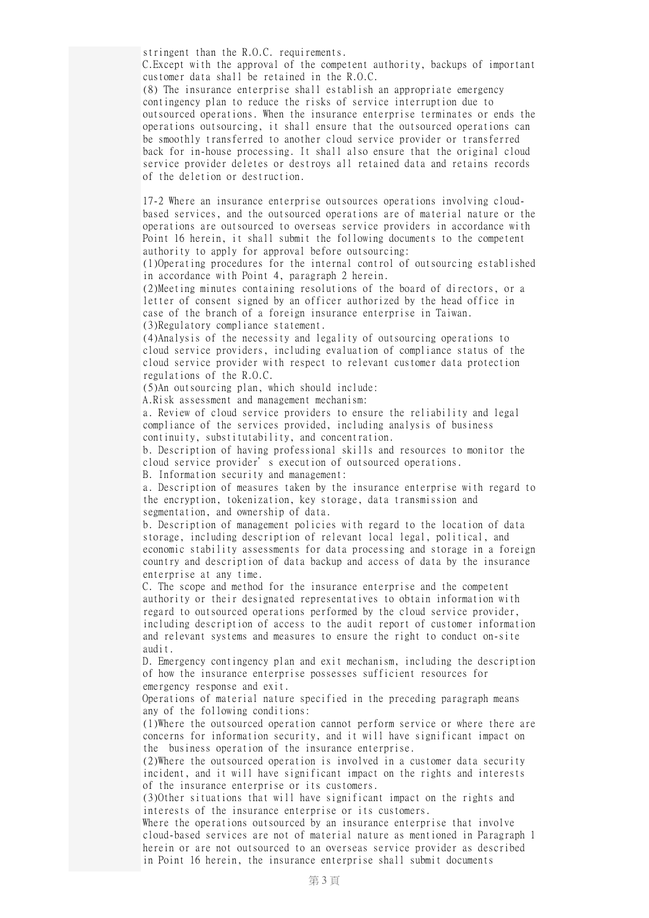stringent than the R.O.C. requirements.
C.Except with the approval of the competent authority, backups of important customer data shall be retained in the R.O.C.
(8) The insurance enterprise shall establish an appropriate emergency contingency plan to reduce the risks of service interruption due to outsourced operations. When the insurance enterprise terminates or ends the operations outsourcing, it shall ensure that the outsourced operations can be smoothly transferred to another cloud service provider or transferred back for in-house processing. It shall also ensure that the original cloud service provider deletes or destroys all retained data and retains records of the deletion or destruction.

17-2 Where an insurance enterprise outsources operations involving cloud-based services, and the outsourced operations are of material nature or the operations are outsourced to overseas service providers in accordance with Point 16 herein, it shall submit the following documents to the competent authority to apply for approval before outsourcing:
(1)Operating procedures for the internal control of outsourcing established in accordance with Point 4, paragraph 2 herein.
(2)Meeting minutes containing resolutions of the board of directors, or a letter of consent signed by an officer authorized by the head office in case of the branch of a foreign insurance enterprise in Taiwan.
(3)Regulatory compliance statement.
(4)Analysis of the necessity and legality of outsourcing operations to cloud service providers, including evaluation of compliance status of the cloud service provider with respect to relevant customer data protection regulations of the R.O.C.
(5)An outsourcing plan, which should include:
A.Risk assessment and management mechanism:
a. Review of cloud service providers to ensure the reliability and legal compliance of the services provided, including analysis of business continuity, substitutability, and concentration.
b. Description of having professional skills and resources to monitor the cloud service provider's execution of outsourced operations.
B. Information security and management:
a. Description of measures taken by the insurance enterprise with regard to the encryption, tokenization, key storage, data transmission and segmentation, and ownership of data.
b. Description of management policies with regard to the location of data storage, including description of relevant local legal, political, and economic stability assessments for data processing and storage in a foreign country and description of data backup and access of data by the insurance enterprise at any time.
C. The scope and method for the insurance enterprise and the competent authority or their designated representatives to obtain information with regard to outsourced operations performed by the cloud service provider, including description of access to the audit report of customer information and relevant systems and measures to ensure the right to conduct on-site audit.
D. Emergency contingency plan and exit mechanism, including the description of how the insurance enterprise possesses sufficient resources for emergency response and exit.
Operations of material nature specified in the preceding paragraph means any of the following conditions:
(1)Where the outsourced operation cannot perform service or where there are concerns for information security, and it will have significant impact on the business operation of the insurance enterprise.
(2)Where the outsourced operation is involved in a customer data security incident, and it will have significant impact on the rights and interests of the insurance enterprise or its customers.
(3)Other situations that will have significant impact on the rights and interests of the insurance enterprise or its customers.
Where the operations outsourced by an insurance enterprise that involve cloud-based services are not of material nature as mentioned in Paragraph 1 herein or are not outsourced to an overseas service provider as described in Point 16 herein, the insurance enterprise shall submit documents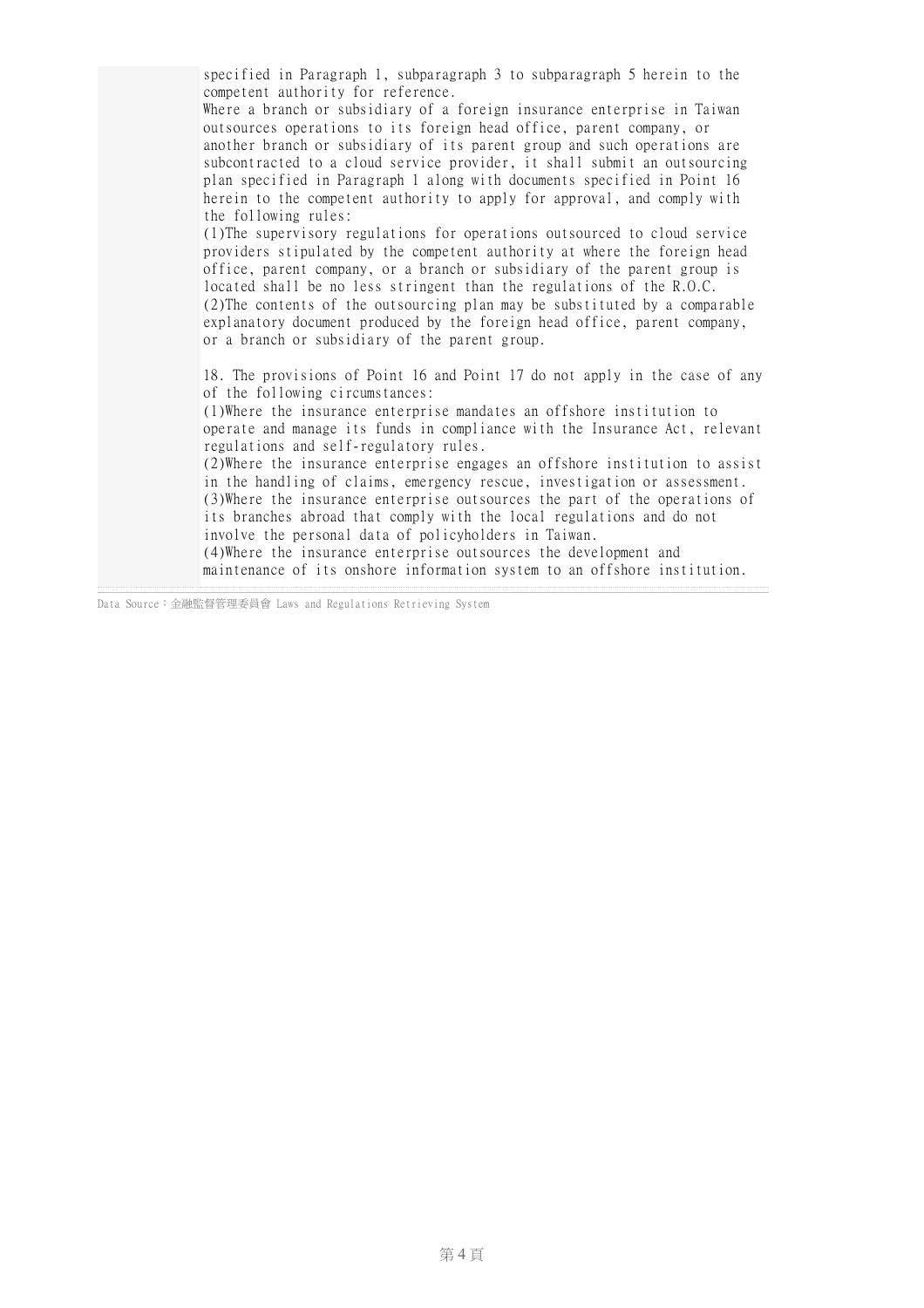specified in Paragraph 1, subparagraph 3 to subparagraph 5 herein to the competent authority for reference.

Where a branch or subsidiary of a foreign insurance enterprise in Taiwan outsources operations to its foreign head office, parent company, or another branch or subsidiary of its parent group and such operations are subcontracted to a cloud service provider, it shall submit an outsourcing plan specified in Paragraph 1 along with documents specified in Point 16 herein to the competent authority to apply for approval, and comply with the following rules:

(1)The supervisory regulations for operations outsourced to cloud service providers stipulated by the competent authority at where the foreign head office, parent company, or a branch or subsidiary of the parent group is located shall be no less stringent than the regulations of the R.O.C.

(2)The contents of the outsourcing plan may be substituted by a comparable explanatory document produced by the foreign head office, parent company, or a branch or subsidiary of the parent group.

18. The provisions of Point 16 and Point 17 do not apply in the case of any of the following circumstances:

(1)Where the insurance enterprise mandates an offshore institution to operate and manage its funds in compliance with the Insurance Act, relevant regulations and self-regulatory rules.

(2)Where the insurance enterprise engages an offshore institution to assist in the handling of claims, emergency rescue, investigation or assessment.

(3)Where the insurance enterprise outsources the part of the operations of its branches abroad that comply with the local regulations and do not involve the personal data of policyholders in Taiwan.

(4)Where the insurance enterprise outsources the development and maintenance of its onshore information system to an offshore institution.

Data Source：金融監督管理委員會 Laws and Regulations Retrieving System